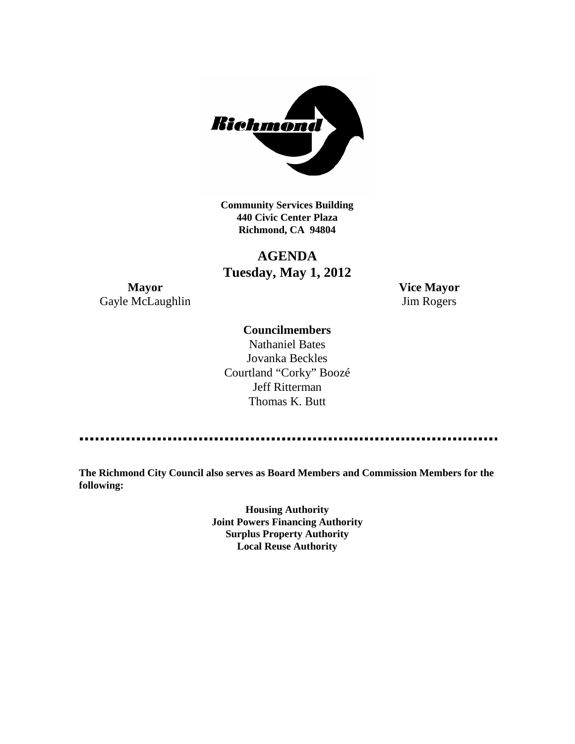**Community Services Building**
**440 Civic Center Plaza**
**Richmond, CA 94804**

# AGENDA
## Tuesday, May 1, 2012

**Mayor**
Gayle McLaughlin

**Vice Mayor**
Jim Rogers

**Councilmembers**

Nathaniel Bates
Jovanka Beckles
Courtland "Corky" Boozé
Jeff Ritterman
Thomas K. Butt

---

**The Richmond City Council also serves as Board Members and Commission Members for the following:**

**Housing Authority**
**Joint Powers Financing Authority**
**Surplus Property Authority**
**Local Reuse Authority**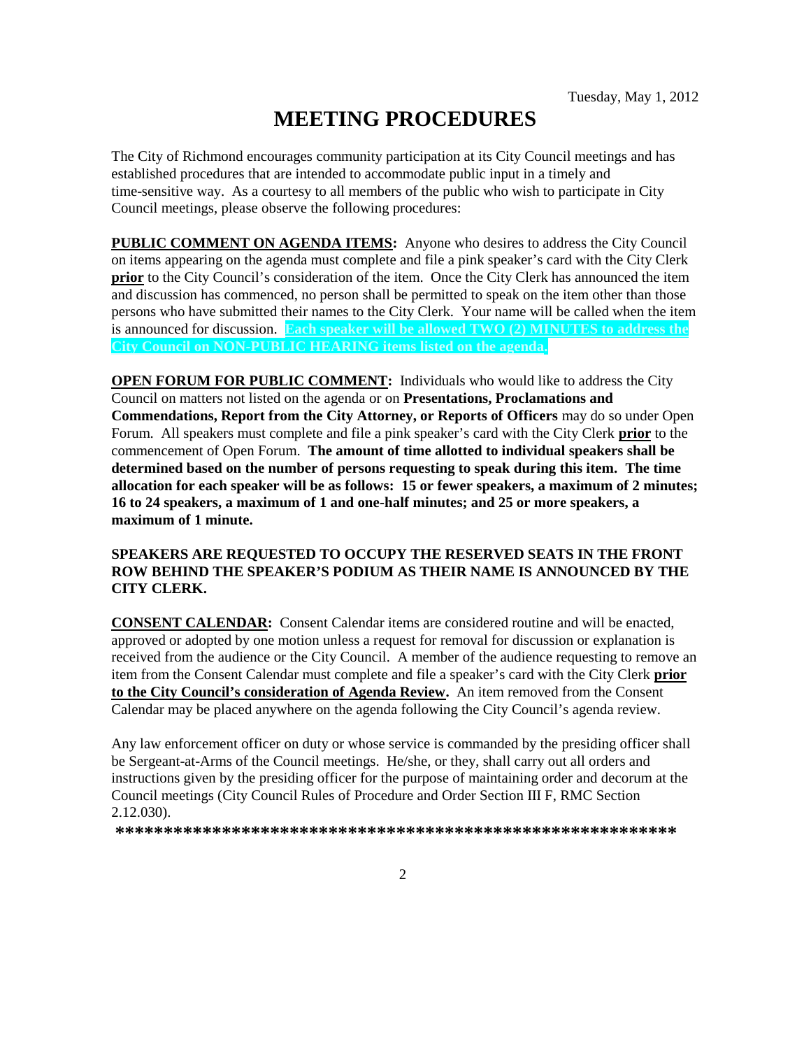Tuesday, May 1, 2012

# MEETING PROCEDURES

The City of Richmond encourages community participation at its City Council meetings and has established procedures that are intended to accommodate public input in a timely and time-sensitive way. As a courtesy to all members of the public who wish to participate in City Council meetings, please observe the following procedures:

**PUBLIC COMMENT ON AGENDA ITEMS:** Anyone who desires to address the City Council on items appearing on the agenda must complete and file a pink speaker's card with the City Clerk **prior** to the City Council's consideration of the item. Once the City Clerk has announced the item and discussion has commenced, no person shall be permitted to speak on the item other than those persons who have submitted their names to the City Clerk. Your name will be called when the item is announced for discussion. **Each speaker will be allowed TWO (2) MINUTES to address the City Council on NON-PUBLIC HEARING items listed on the agenda.**

**OPEN FORUM FOR PUBLIC COMMENT:** Individuals who would like to address the City Council on matters not listed on the agenda or on **Presentations, Proclamations and Commendations, Report from the City Attorney, or Reports of Officers** may do so under Open Forum. All speakers must complete and file a pink speaker's card with the City Clerk **prior** to the commencement of Open Forum. **The amount of time allotted to individual speakers shall be determined based on the number of persons requesting to speak during this item. The time allocation for each speaker will be as follows: 15 or fewer speakers, a maximum of 2 minutes; 16 to 24 speakers, a maximum of 1 and one-half minutes; and 25 or more speakers, a maximum of 1 minute.**

**SPEAKERS ARE REQUESTED TO OCCUPY THE RESERVED SEATS IN THE FRONT ROW BEHIND THE SPEAKER'S PODIUM AS THEIR NAME IS ANNOUNCED BY THE CITY CLERK.**

**CONSENT CALENDAR:** Consent Calendar items are considered routine and will be enacted, approved or adopted by one motion unless a request for removal for discussion or explanation is received from the audience or the City Council. A member of the audience requesting to remove an item from the Consent Calendar must complete and file a speaker's card with the City Clerk **prior to the City Council's consideration of Agenda Review.** An item removed from the Consent Calendar may be placed anywhere on the agenda following the City Council's agenda review.

Any law enforcement officer on duty or whose service is commanded by the presiding officer shall be Sergeant-at-Arms of the Council meetings. He/she, or they, shall carry out all orders and instructions given by the presiding officer for the purpose of maintaining order and decorum at the Council meetings (City Council Rules of Procedure and Order Section III F, RMC Section 2.12.030).

**************************************************************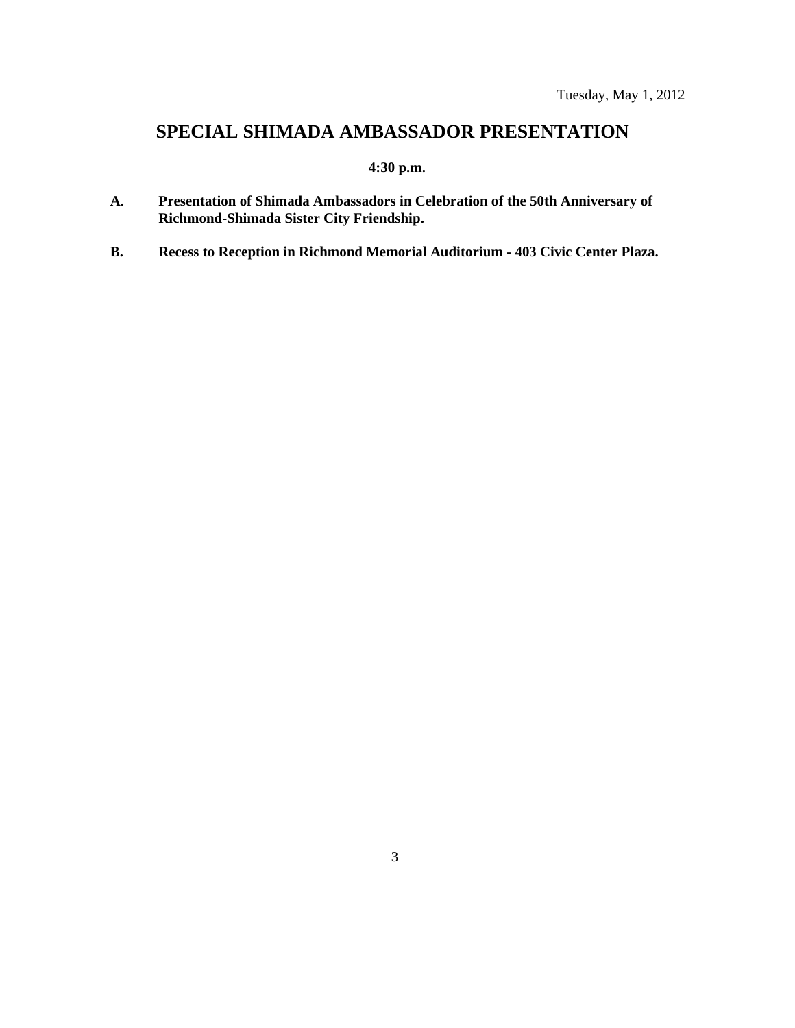Tuesday, May 1, 2012

# SPECIAL SHIMADA AMBASSADOR PRESENTATION

**4:30 p.m.**

**A. Presentation of Shimada Ambassadors in Celebration of the 50th Anniversary of Richmond-Shimada Sister City Friendship.**

**B. Recess to Reception in Richmond Memorial Auditorium - 403 Civic Center Plaza.**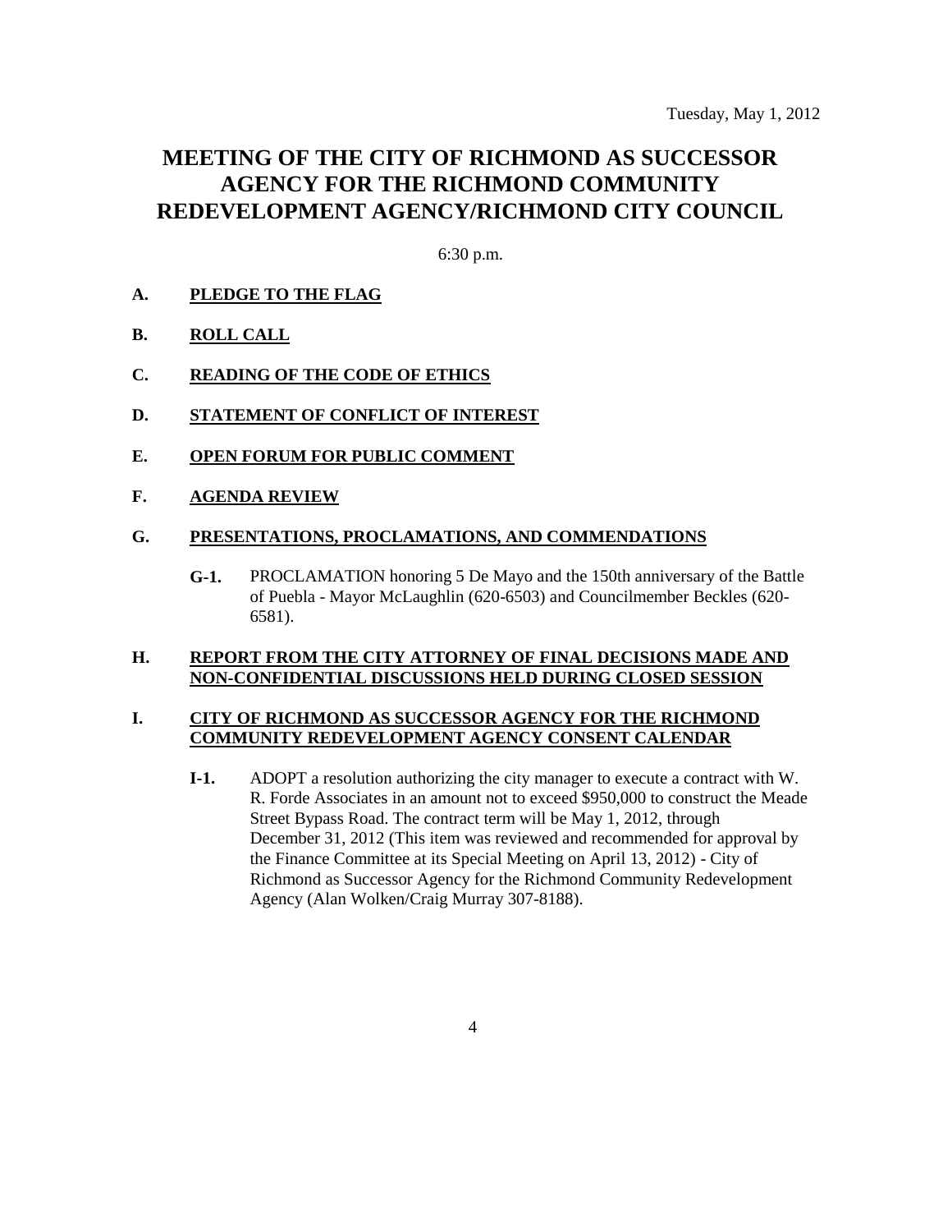Tuesday, May 1, 2012

# MEETING OF THE CITY OF RICHMOND AS SUCCESSOR AGENCY FOR THE RICHMOND COMMUNITY REDEVELOPMENT AGENCY/RICHMOND CITY COUNCIL

6:30 p.m.

**A. PLEDGE TO THE FLAG**

**B. ROLL CALL**

**C. READING OF THE CODE OF ETHICS**

**D. STATEMENT OF CONFLICT OF INTEREST**

**E. OPEN FORUM FOR PUBLIC COMMENT**

**F. AGENDA REVIEW**

**G. PRESENTATIONS, PROCLAMATIONS, AND COMMENDATIONS**

**G-1.** PROCLAMATION honoring 5 De Mayo and the 150th anniversary of the Battle of Puebla - Mayor McLaughlin (620-6503) and Councilmember Beckles (620-6581).

**H. REPORT FROM THE CITY ATTORNEY OF FINAL DECISIONS MADE AND NON-CONFIDENTIAL DISCUSSIONS HELD DURING CLOSED SESSION**

**I. CITY OF RICHMOND AS SUCCESSOR AGENCY FOR THE RICHMOND COMMUNITY REDEVELOPMENT AGENCY CONSENT CALENDAR**

**I-1.** ADOPT a resolution authorizing the city manager to execute a contract with W. R. Forde Associates in an amount not to exceed $950,000 to construct the Meade Street Bypass Road. The contract term will be May 1, 2012, through December 31, 2012 (This item was reviewed and recommended for approval by the Finance Committee at its Special Meeting on April 13, 2012) - City of Richmond as Successor Agency for the Richmond Community Redevelopment Agency (Alan Wolken/Craig Murray 307-8188).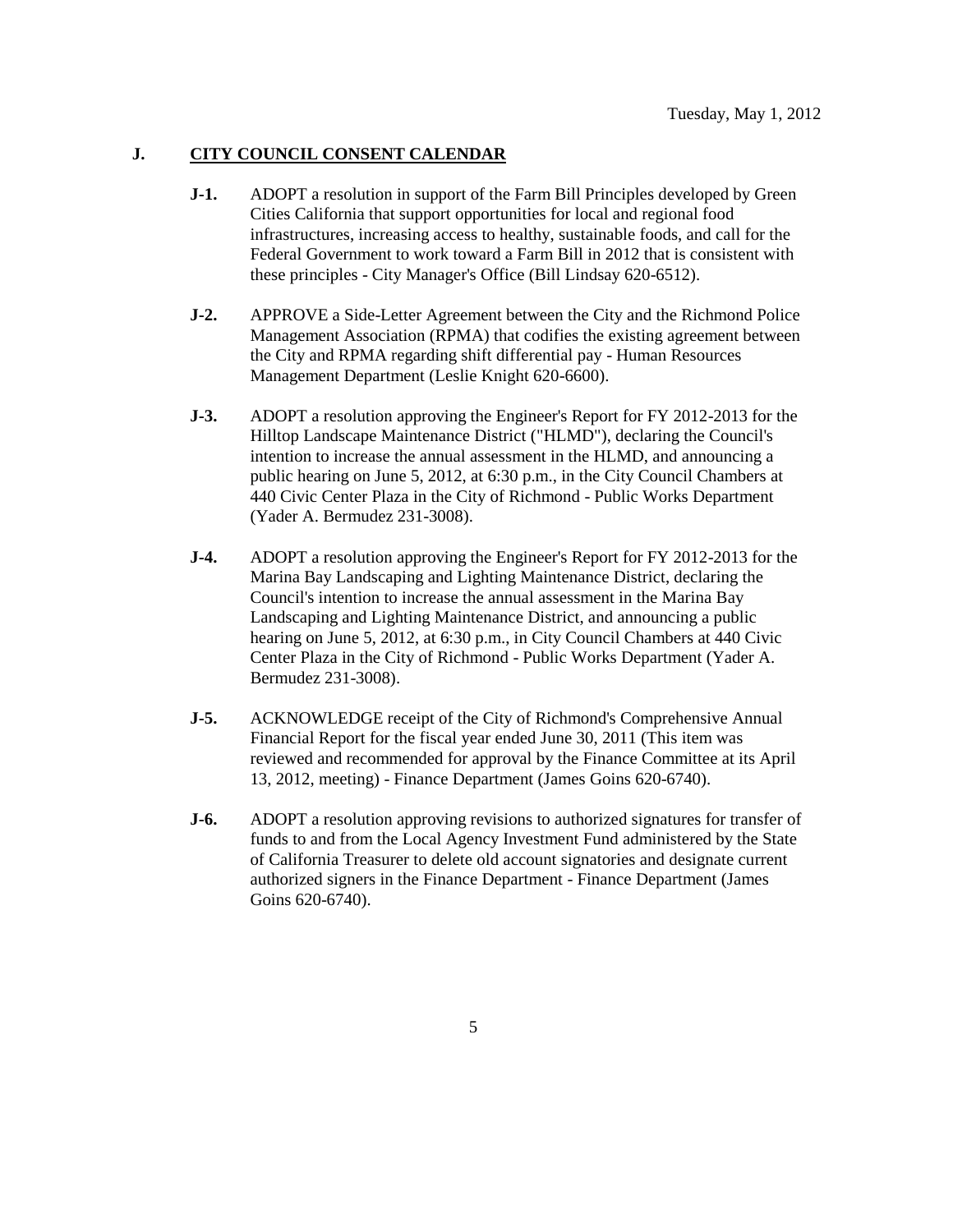## J. CITY COUNCIL CONSENT CALENDAR

**J-1.** ADOPT a resolution in support of the Farm Bill Principles developed by Green Cities California that support opportunities for local and regional food infrastructures, increasing access to healthy, sustainable foods, and call for the Federal Government to work toward a Farm Bill in 2012 that is consistent with these principles - City Manager's Office (Bill Lindsay 620-6512).

**J-2.** APPROVE a Side-Letter Agreement between the City and the Richmond Police Management Association (RPMA) that codifies the existing agreement between the City and RPMA regarding shift differential pay - Human Resources Management Department (Leslie Knight 620-6600).

**J-3.** ADOPT a resolution approving the Engineer's Report for FY 2012-2013 for the Hilltop Landscape Maintenance District ("HLMD"), declaring the Council's intention to increase the annual assessment in the HLMD, and announcing a public hearing on June 5, 2012, at 6:30 p.m., in the City Council Chambers at 440 Civic Center Plaza in the City of Richmond - Public Works Department (Yader A. Bermudez 231-3008).

**J-4.** ADOPT a resolution approving the Engineer's Report for FY 2012-2013 for the Marina Bay Landscaping and Lighting Maintenance District, declaring the Council's intention to increase the annual assessment in the Marina Bay Landscaping and Lighting Maintenance District, and announcing a public hearing on June 5, 2012, at 6:30 p.m., in City Council Chambers at 440 Civic Center Plaza in the City of Richmond - Public Works Department (Yader A. Bermudez 231-3008).

**J-5.** ACKNOWLEDGE receipt of the City of Richmond's Comprehensive Annual Financial Report for the fiscal year ended June 30, 2011 (This item was reviewed and recommended for approval by the Finance Committee at its April 13, 2012, meeting) - Finance Department (James Goins 620-6740).

**J-6.** ADOPT a resolution approving revisions to authorized signatures for transfer of funds to and from the Local Agency Investment Fund administered by the State of California Treasurer to delete old account signatories and designate current authorized signers in the Finance Department - Finance Department (James Goins 620-6740).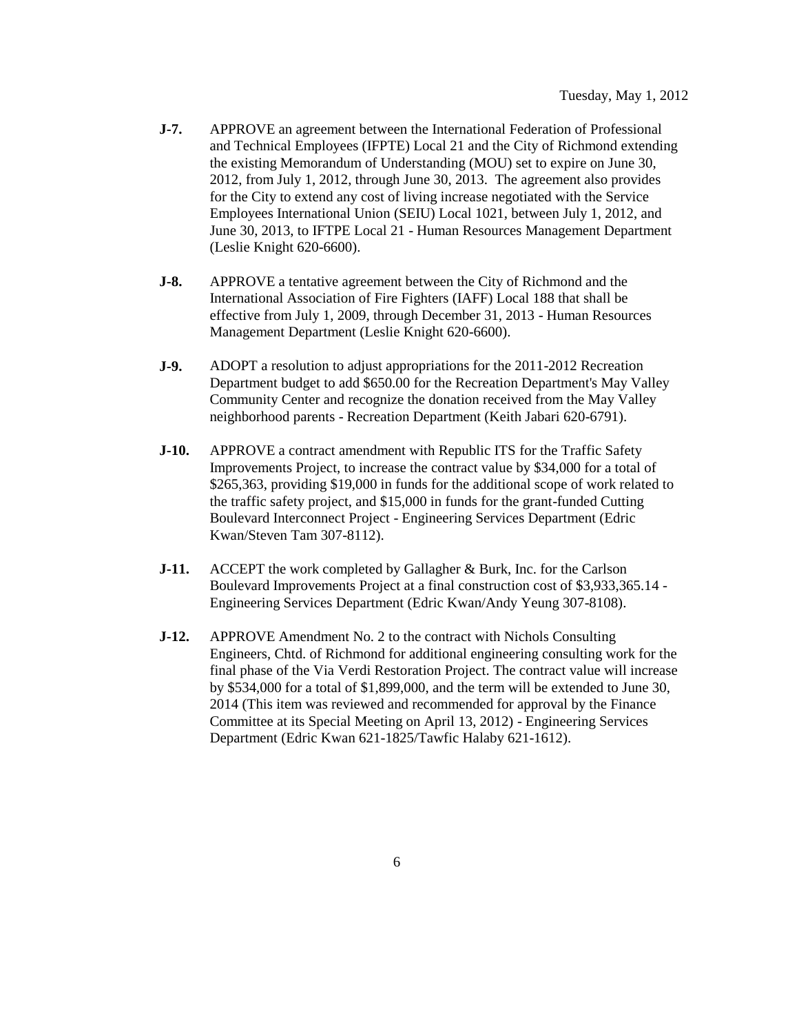- **J-7.** APPROVE an agreement between the International Federation of Professional and Technical Employees (IFPTE) Local 21 and the City of Richmond extending the existing Memorandum of Understanding (MOU) set to expire on June 30, 2012, from July 1, 2012, through June 30, 2013. The agreement also provides for the City to extend any cost of living increase negotiated with the Service Employees International Union (SEIU) Local 1021, between July 1, 2012, and June 30, 2013, to IFTPE Local 21 - Human Resources Management Department (Leslie Knight 620-6600).

- **J-8.** APPROVE a tentative agreement between the City of Richmond and the International Association of Fire Fighters (IAFF) Local 188 that shall be effective from July 1, 2009, through December 31, 2013 - Human Resources Management Department (Leslie Knight 620-6600).

- **J-9.** ADOPT a resolution to adjust appropriations for the 2011-2012 Recreation Department budget to add $650.00 for the Recreation Department's May Valley Community Center and recognize the donation received from the May Valley neighborhood parents - Recreation Department (Keith Jabari 620-6791).

- **J-10.** APPROVE a contract amendment with Republic ITS for the Traffic Safety Improvements Project, to increase the contract value by $34,000 for a total of $265,363, providing $19,000 in funds for the additional scope of work related to the traffic safety project, and $15,000 in funds for the grant-funded Cutting Boulevard Interconnect Project - Engineering Services Department (Edric Kwan/Steven Tam 307-8112).

- **J-11.** ACCEPT the work completed by Gallagher & Burk, Inc. for the Carlson Boulevard Improvements Project at a final construction cost of $3,933,365.14 - Engineering Services Department (Edric Kwan/Andy Yeung 307-8108).

- **J-12.** APPROVE Amendment No. 2 to the contract with Nichols Consulting Engineers, Chtd. of Richmond for additional engineering consulting work for the final phase of the Via Verdi Restoration Project. The contract value will increase by $534,000 for a total of $1,899,000, and the term will be extended to June 30, 2014 (This item was reviewed and recommended for approval by the Finance Committee at its Special Meeting on April 13, 2012) - Engineering Services Department (Edric Kwan 621-1825/Tawfic Halaby 621-1612).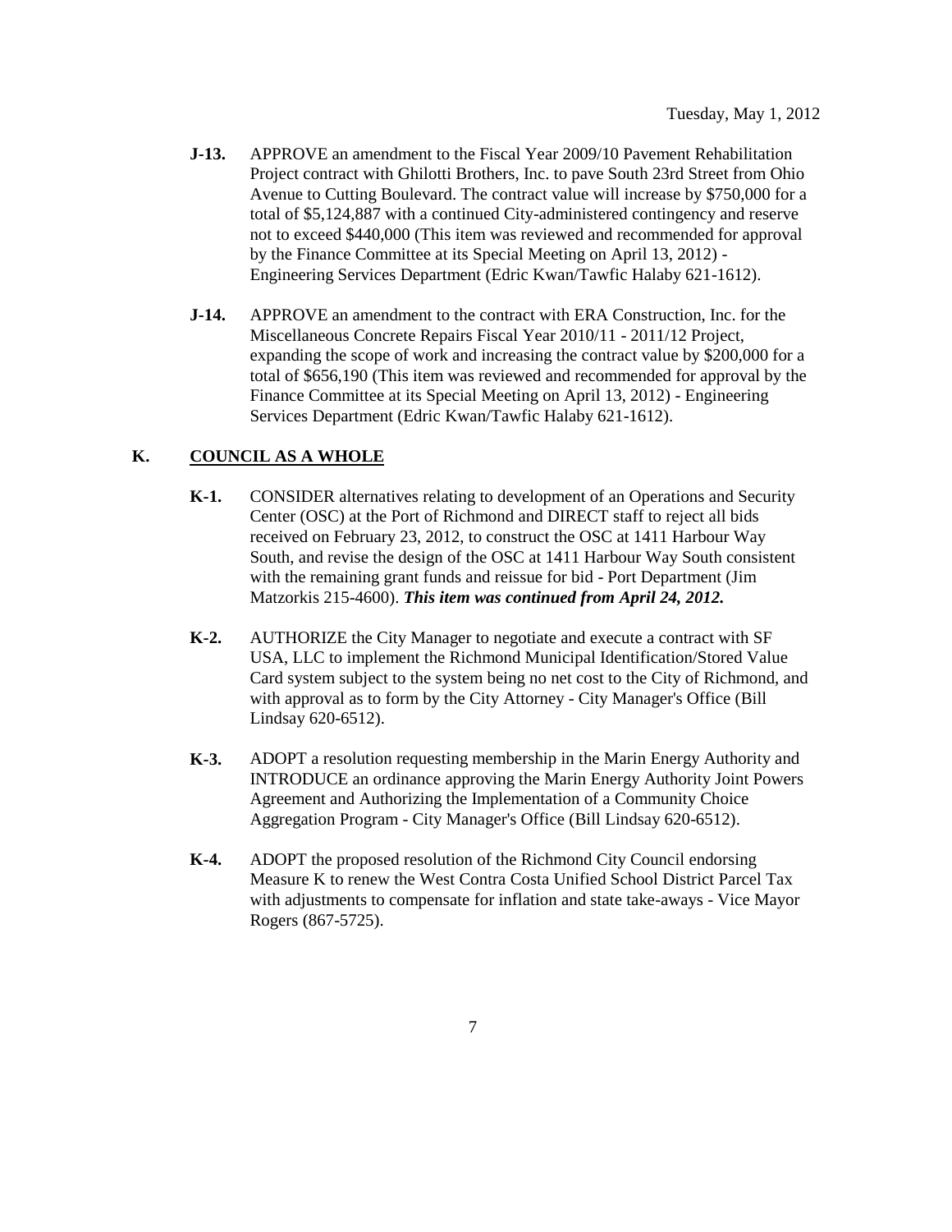**J-13.** APPROVE an amendment to the Fiscal Year 2009/10 Pavement Rehabilitation Project contract with Ghilotti Brothers, Inc. to pave South 23rd Street from Ohio Avenue to Cutting Boulevard. The contract value will increase by $750,000 for a total of $5,124,887 with a continued City-administered contingency and reserve not to exceed $440,000 (This item was reviewed and recommended for approval by the Finance Committee at its Special Meeting on April 13, 2012) - Engineering Services Department (Edric Kwan/Tawfic Halaby 621-1612).

**J-14.** APPROVE an amendment to the contract with ERA Construction, Inc. for the Miscellaneous Concrete Repairs Fiscal Year 2010/11 - 2011/12 Project, expanding the scope of work and increasing the contract value by $200,000 for a total of $656,190 (This item was reviewed and recommended for approval by the Finance Committee at its Special Meeting on April 13, 2012) - Engineering Services Department (Edric Kwan/Tawfic Halaby 621-1612).

## K. COUNCIL AS A WHOLE

**K-1.** CONSIDER alternatives relating to development of an Operations and Security Center (OSC) at the Port of Richmond and DIRECT staff to reject all bids received on February 23, 2012, to construct the OSC at 1411 Harbour Way South, and revise the design of the OSC at 1411 Harbour Way South consistent with the remaining grant funds and reissue for bid - Port Department (Jim Matzorkis 215-4600). ***This item was continued from April 24, 2012.***

**K-2.** AUTHORIZE the City Manager to negotiate and execute a contract with SF USA, LLC to implement the Richmond Municipal Identification/Stored Value Card system subject to the system being no net cost to the City of Richmond, and with approval as to form by the City Attorney - City Manager's Office (Bill Lindsay 620-6512).

**K-3.** ADOPT a resolution requesting membership in the Marin Energy Authority and INTRODUCE an ordinance approving the Marin Energy Authority Joint Powers Agreement and Authorizing the Implementation of a Community Choice Aggregation Program - City Manager's Office (Bill Lindsay 620-6512).

**K-4.** ADOPT the proposed resolution of the Richmond City Council endorsing Measure K to renew the West Contra Costa Unified School District Parcel Tax with adjustments to compensate for inflation and state take-aways - Vice Mayor Rogers (867-5725).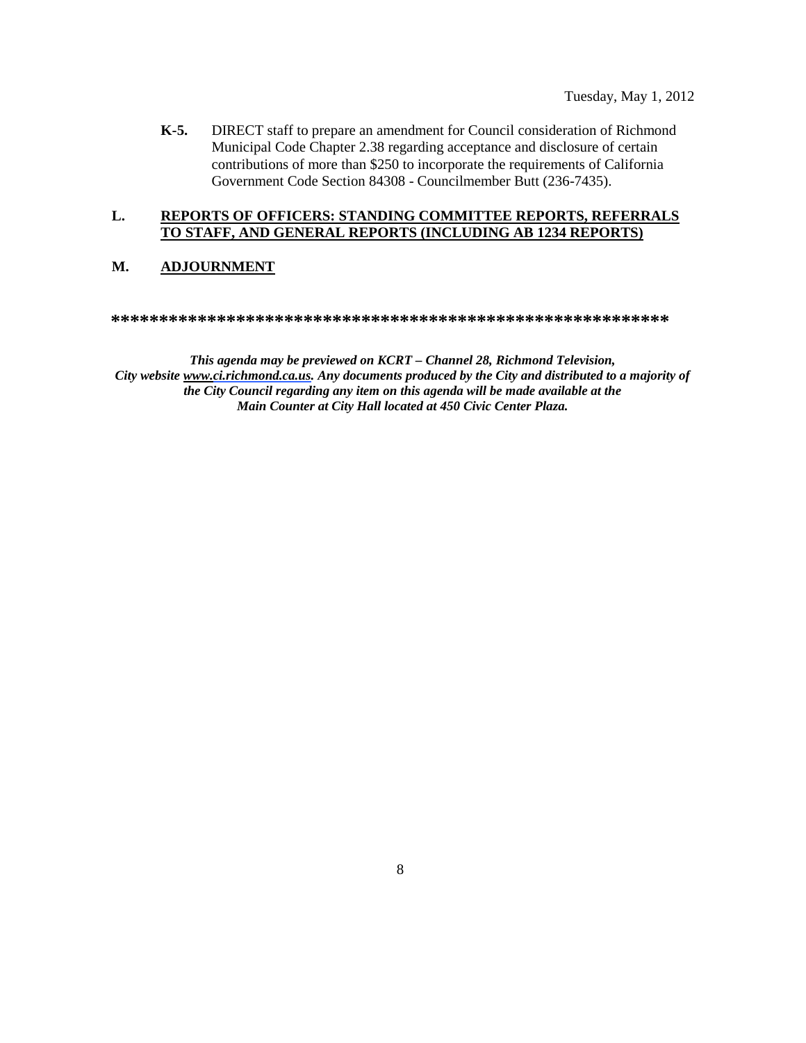**K-5.** DIRECT staff to prepare an amendment for Council consideration of Richmond Municipal Code Chapter 2.38 regarding acceptance and disclosure of certain contributions of more than $250 to incorporate the requirements of California Government Code Section 84308 - Councilmember Butt (236-7435).

## L. REPORTS OF OFFICERS: STANDING COMMITTEE REPORTS, REFERRALS TO STAFF, AND GENERAL REPORTS (INCLUDING AB 1234 REPORTS)

## M. ADJOURNMENT

**************************************************************

***This agenda may be previewed on KCRT – Channel 28, Richmond Television, City website www.ci.richmond.ca.us. Any documents produced by the City and distributed to a majority of the City Council regarding any item on this agenda will be made available at the Main Counter at City Hall located at 450 Civic Center Plaza.***